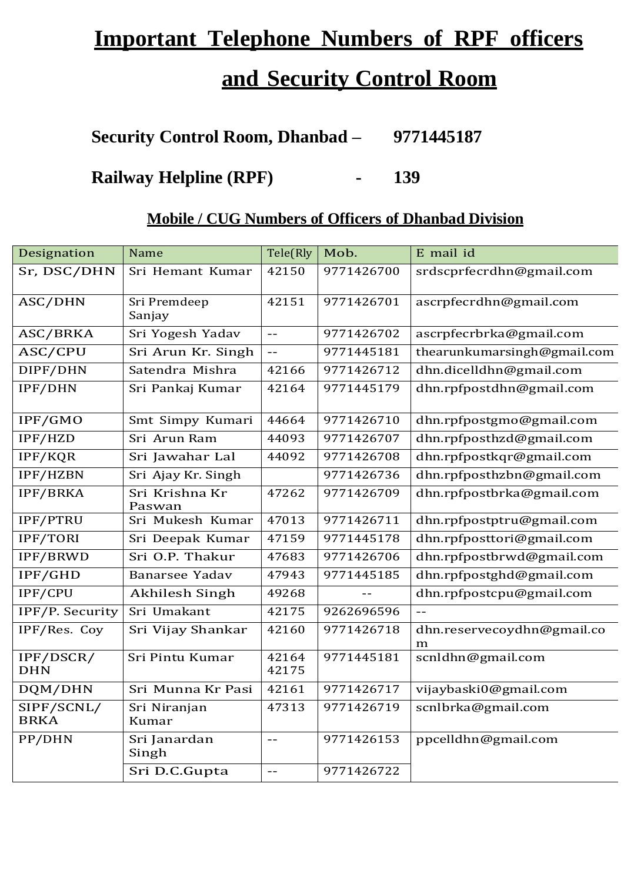# Important Telephone Numbers of RPF officers and Security Control Room

**Security Control Room, Dhanbad – 9771445187**

**Railway Helpline (RPF) - 139**

## Mobile / CUG Numbers of Officers of Dhanbad Division

| Designation | Name | Tele(Rly | Mob. | E mail id |
|---|---|---|---|---|
| Sr, DSC/DHN | Sri Hemant Kumar | 42150 | 9771426700 | srdscprfecrdhn@gmail.com |
| ASC/DHN | Sri Premdeep Sanjay | 42151 | 9771426701 | ascrpfecrdhn@gmail.com |
| ASC/BRKA | Sri Yogesh Yadav | -- | 9771426702 | ascrpfecrbrka@gmail.com |
| ASC/CPU | Sri Arun Kr. Singh | -- | 9771445181 | thearunkumarsingh@gmail.com |
| DIPF/DHN | Satendra Mishra | 42166 | 9771426712 | dhn.dicelldhn@gmail.com |
| IPF/DHN | Sri Pankaj Kumar | 42164 | 9771445179 | dhn.rpfpostdhn@gmail.com |
| IPF/GMO | Smt Simpy Kumari | 44664 | 9771426710 | dhn.rpfpostgmo@gmail.com |
| IPF/HZD | Sri Arun Ram | 44093 | 9771426707 | dhn.rpfposthzd@gmail.com |
| IPF/KQR | Sri Jawahar Lal | 44092 | 9771426708 | dhn.rpfpostkqr@gmail.com |
| IPF/HZBN | Sri Ajay Kr. Singh | | 9771426736 | dhn.rpfposthzbn@gmail.com |
| IPF/BRKA | Sri Krishna Kr Paswan | 47262 | 9771426709 | dhn.rpfpostbrka@gmail.com |
| IPF/PTRU | Sri Mukesh Kumar | 47013 | 9771426711 | dhn.rpfpostptru@gmail.com |
| IPF/TORI | Sri Deepak Kumar | 47159 | 9771445178 | dhn.rpfposttori@gmail.com |
| IPF/BRWD | Sri O.P. Thakur | 47683 | 9771426706 | dhn.rpfpostbrwd@gmail.com |
| IPF/GHD | Banarsee Yadav | 47943 | 9771445185 | dhn.rpfpostghd@gmail.com |
| IPF/CPU | Akhilesh Singh | 49268 | -- | dhn.rpfpostcpu@gmail.com |
| IPF/P. Security | Sri Umakant | 42175 | 9262696596 | -- |
| IPF/Res. Coy | Sri Vijay Shankar | 42160 | 9771426718 | dhn.reservecoydhn@gmail.com |
| IPF/DSCR/ DHN | Sri Pintu Kumar | 42164 42175 | 9771445181 | scnldhn@gmail.com |
| DQM/DHN | Sri Munna Kr Pasi | 42161 | 9771426717 | vijaybaski0@gmail.com |
| SIPF/SCNL/ BRKA | Sri Niranjan Kumar | 47313 | 9771426719 | scnlbrka@gmail.com |
| PP/DHN | Sri Janardan Singh | -- | 9771426153 | ppcelldhn@gmail.com |
| | Sri D.C.Gupta | -- | 9771426722 | |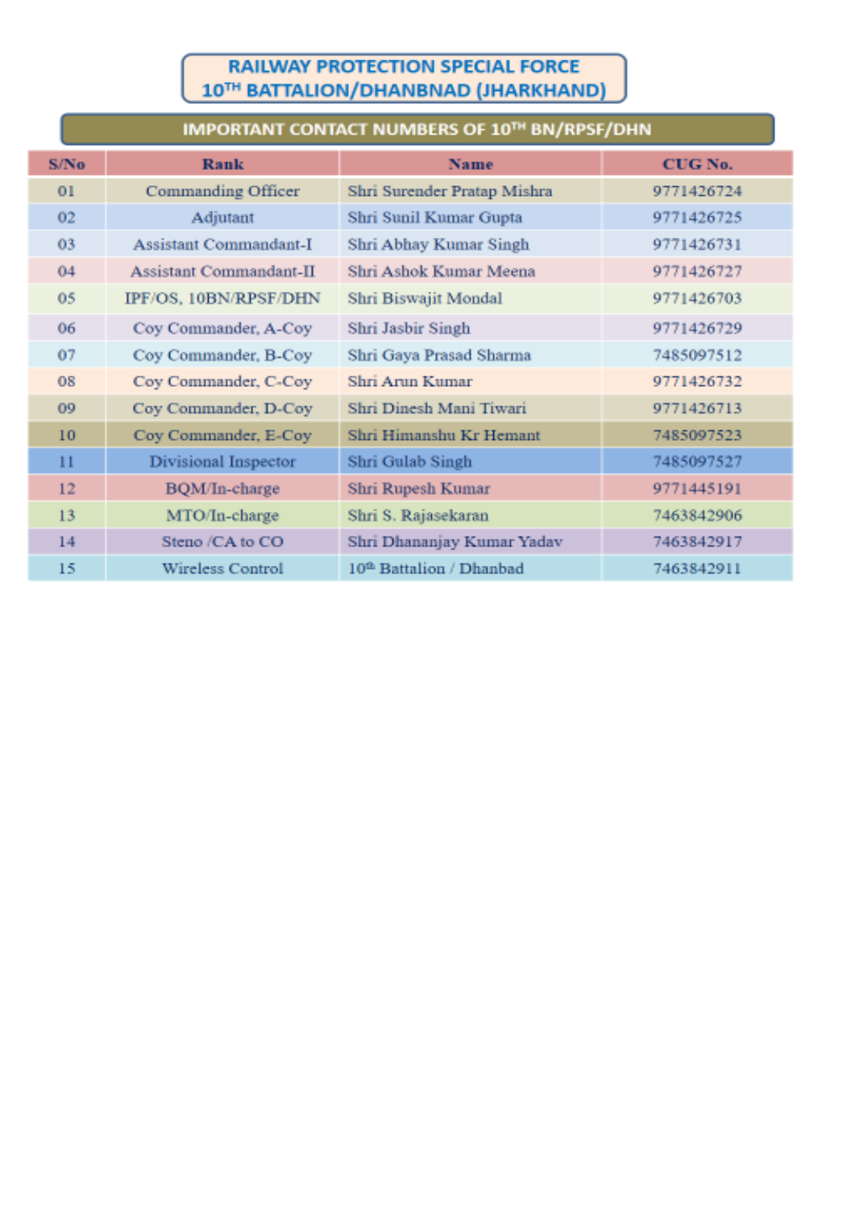# RAILWAY PROTECTION SPECIAL FORCE
# 10TH BATTALION/DHANBNAD (JHARKHAND)

## IMPORTANT CONTACT NUMBERS OF 10TH BN/RPSF/DHN

| S/No | Rank | Name | CUG No. |
|---|---|---|---|
| 01 | Commanding Officer | Shri Surender Pratap Mishra | 9771426724 |
| 02 | Adjutant | Shri Sunil Kumar Gupta | 9771426725 |
| 03 | Assistant Commandant-I | Shri Abhay Kumar Singh | 9771426731 |
| 04 | Assistant Commandant-II | Shri Ashok Kumar Meena | 9771426727 |
| 05 | IPF/OS, 10BN/RPSF/DHN | Shri Biswajit Mondal | 9771426703 |
| 06 | Coy Commander, A-Coy | Shri Jasbir Singh | 9771426729 |
| 07 | Coy Commander, B-Coy | Shri Gaya Prasad Sharma | 7485097512 |
| 08 | Coy Commander, C-Coy | Shri Arun Kumar | 9771426732 |
| 09 | Coy Commander, D-Coy | Shri Dinesh Mani Tiwari | 9771426713 |
| 10 | Coy Commander, E-Coy | Shri Himanshu Kr Hemant | 7485097523 |
| 11 | Divisional Inspector | Shri Gulab Singh | 7485097527 |
| 12 | BQM/In-charge | Shri Rupesh Kumar | 9771445191 |
| 13 | MTO/In-charge | Shri S. Rajasekaran | 7463842906 |
| 14 | Steno /CA to CO | Shri Dhananjay Kumar Yadav | 7463842917 |
| 15 | Wireless Control | 10th Battalion / Dhanbad | 7463842911 |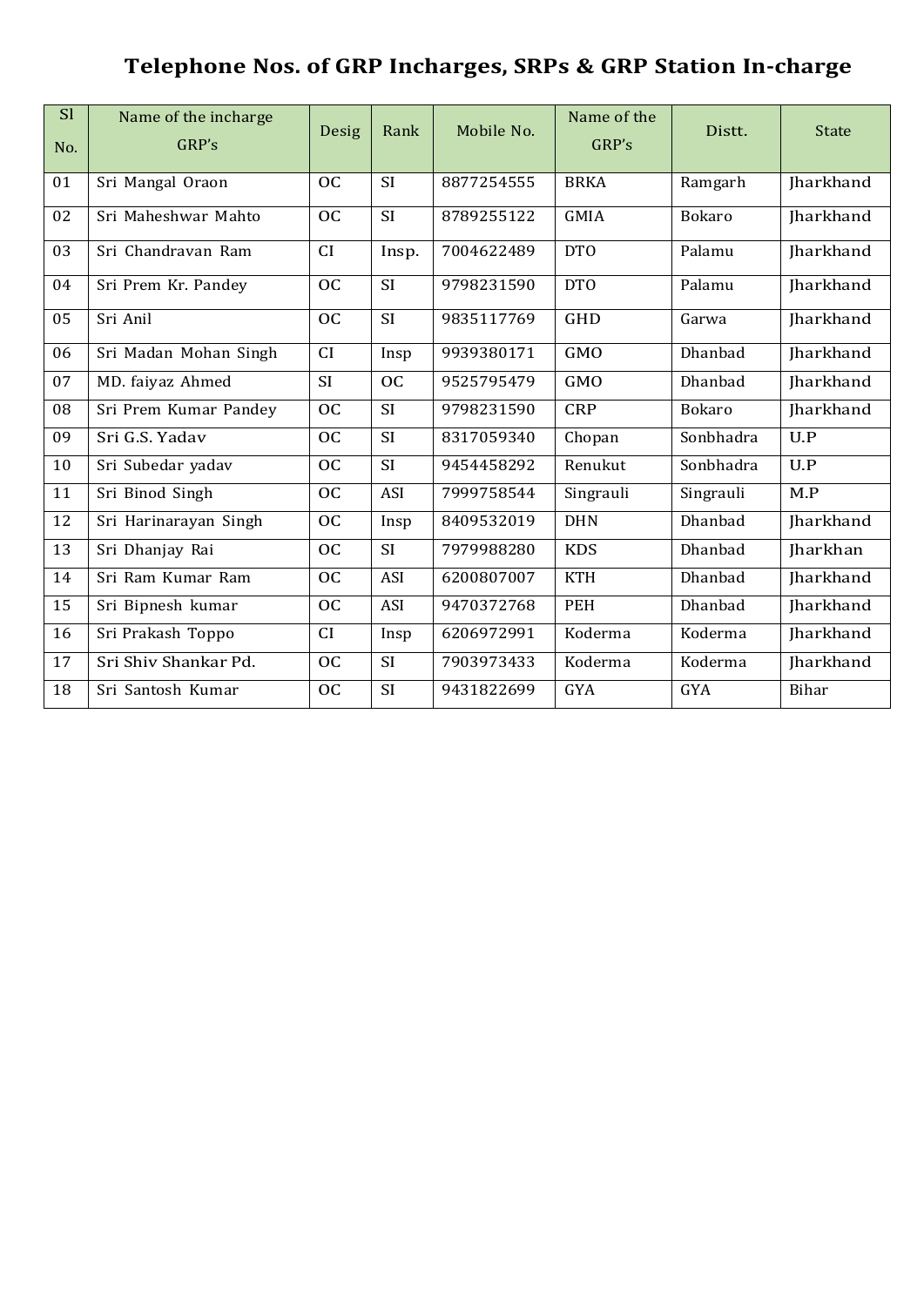## Telephone Nos. of GRP Incharges, SRPs & GRP Station In-charge

| Sl No. | Name of the incharge GRP's | Desig | Rank | Mobile No. | Name of the GRP's | Distt. | State |
|---|---|---|---|---|---|---|---|
| 01 | Sri Mangal Oraon | OC | SI | 8877254555 | BRKA | Ramgarh | Jharkhand |
| 02 | Sri Maheshwar Mahto | OC | SI | 8789255122 | GMIA | Bokaro | Jharkhand |
| 03 | Sri Chandravan Ram | CI | Insp. | 7004622489 | DTO | Palamu | Jharkhand |
| 04 | Sri Prem Kr. Pandey | OC | SI | 9798231590 | DTO | Palamu | Jharkhand |
| 05 | Sri Anil | OC | SI | 9835117769 | GHD | Garwa | Jharkhand |
| 06 | Sri Madan Mohan Singh | CI | Insp | 9939380171 | GMO | Dhanbad | Jharkhand |
| 07 | MD. faiyaz Ahmed | SI | OC | 9525795479 | GMO | Dhanbad | Jharkhand |
| 08 | Sri Prem Kumar Pandey | OC | SI | 9798231590 | CRP | Bokaro | Jharkhand |
| 09 | Sri G.S. Yadav | OC | SI | 8317059340 | Chopan | Sonbhadra | U.P |
| 10 | Sri Subedar yadav | OC | SI | 9454458292 | Renukut | Sonbhadra | U.P |
| 11 | Sri Binod Singh | OC | ASI | 7999758544 | Singrauli | Singrauli | M.P |
| 12 | Sri Harinarayan Singh | OC | Insp | 8409532019 | DHN | Dhanbad | Jharkhand |
| 13 | Sri Dhanjay Rai | OC | SI | 7979988280 | KDS | Dhanbad | Jharkhan |
| 14 | Sri Ram Kumar Ram | OC | ASI | 6200807007 | KTH | Dhanbad | Jharkhand |
| 15 | Sri Bipnesh kumar | OC | ASI | 9470372768 | PEH | Dhanbad | Jharkhand |
| 16 | Sri Prakash Toppo | CI | Insp | 6206972991 | Koderma | Koderma | Jharkhand |
| 17 | Sri Shiv Shankar Pd. | OC | SI | 7903973433 | Koderma | Koderma | Jharkhand |
| 18 | Sri Santosh Kumar | OC | SI | 9431822699 | GYA | GYA | Bihar |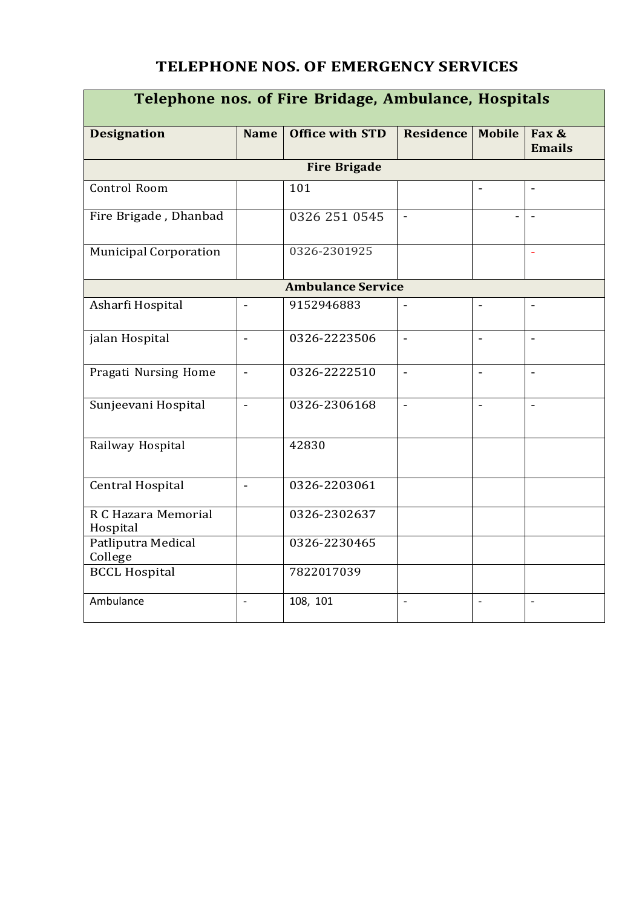# TELEPHONE NOS. OF EMERGENCY SERVICES

| Telephone nos. of Fire Bridage, Ambulance, Hospitals | | | | | |
|---|---|---|---|---|---|
| **Designation** | **Name** | **Office with STD** | **Residence** | **Mobile** | **Fax & Emails** |
| **Fire Brigade** | | | | | |
| Control Room | | 101 | | - | - |
| Fire Brigade , Dhanbad | | 0326 251 0545 | - | - | - |
| Municipal Corporation | | 0326-2301925 | | | - |
| **Ambulance Service** | | | | | |
| Asharfi Hospital | - | 9152946883 | - | - | - |
| jalan Hospital | - | 0326-2223506 | - | - | - |
| Pragati Nursing Home | - | 0326-2222510 | - | - | - |
| Sunjeevani Hospital | - | 0326-2306168 | - | - | - |
| Railway Hospital | | 42830 | | | |
| Central Hospital | - | 0326-2203061 | | | |
| R C Hazara Memorial Hospital | | 0326-2302637 | | | |
| Patliputra Medical College | | 0326-2230465 | | | |
| BCCL Hospital | | 7822017039 | | | |
| Ambulance | - | 108, 101 | - | - | - |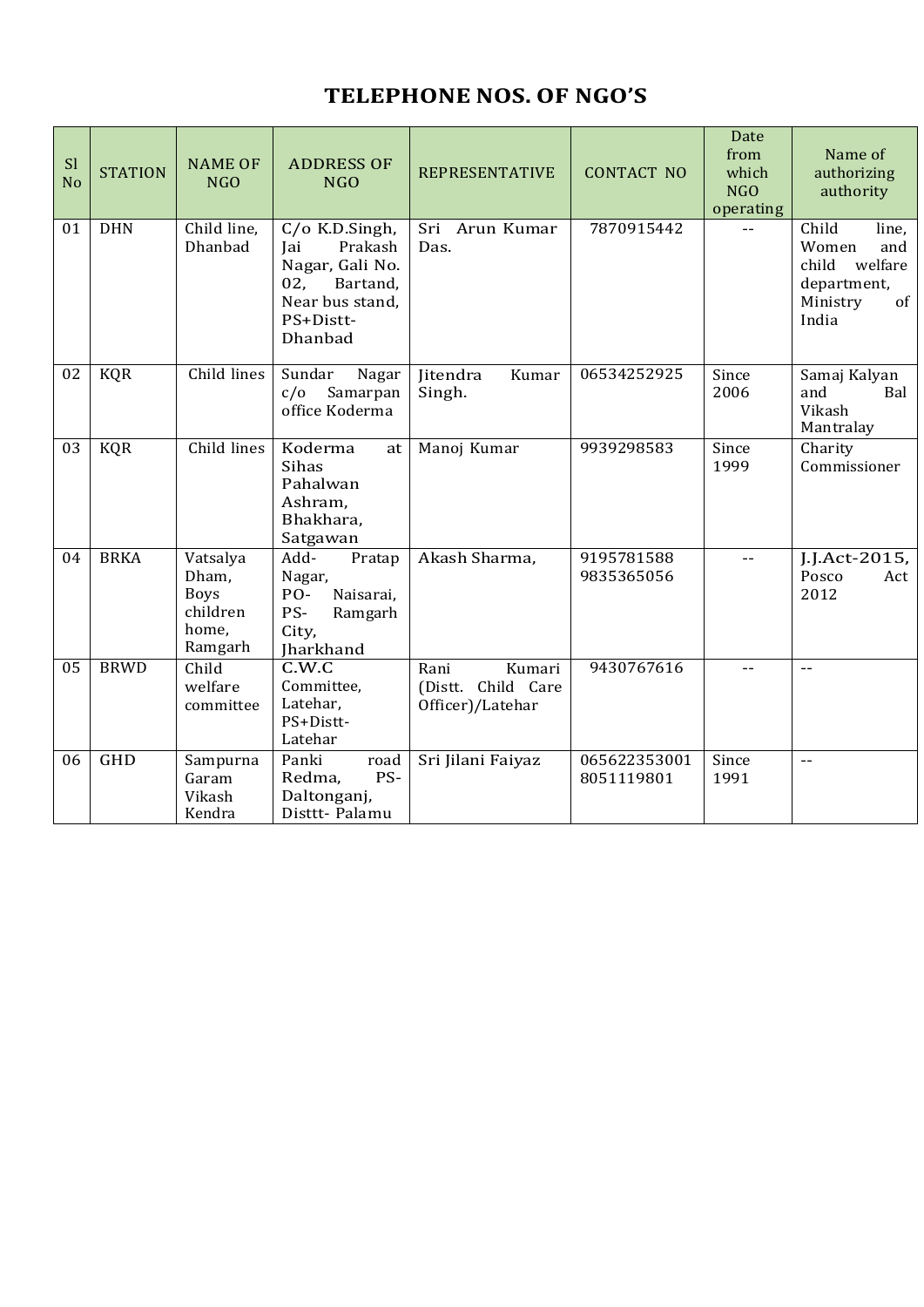# TELEPHONE NOS. OF NGO'S

| Sl No | STATION | NAME OF NGO | ADDRESS OF NGO | REPRESENTATIVE | CONTACT NO | Date from which NGO operating | Name of authorizing authority |
|---|---|---|---|---|---|---|---|
| 01 | DHN | Child line, Dhanbad | C/o K.D.Singh, Jai Prakash Nagar, Gali No. 02, Bartand, Near bus stand, PS+Distt-Dhanbad | Sri Arun Kumar Das. | 7870915442 | -- | Child line, Women and child welfare department, Ministry of India |
| 02 | KQR | Child lines | Sundar Nagar c/o Samarpan office Koderma | Jitendra Kumar Singh. | 06534252925 | Since 2006 | Samaj Kalyan and Bal Vikash Mantralay |
| 03 | KQR | Child lines | Koderma at Sihas Pahalwan Ashram, Bhakhara, Satgawan | Manoj Kumar | 9939298583 | Since 1999 | Charity Commissioner |
| 04 | BRKA | Vatsalya Dham, Boys children home, Ramgarh | Add- Pratap Nagar, PO- Naisarai, PS- Ramgarh City, Jharkhand | Akash Sharma, | 9195781588 9835365056 | -- | J.J.Act-2015, Posco Act 2012 |
| 05 | BRWD | Child welfare committee | C.W.C Committee, Latehar, PS+Distt-Latehar | Rani Kumari (Distt. Child Care Officer)/Latehar | 9430767616 | -- | -- |
| 06 | GHD | Sampurna Garam Vikash Kendra | Panki road Redma, PS-Daltonganj, Disttt- Palamu | Sri Jilani Faiyaz | 065622353001 8051119801 | Since 1991 | -- |